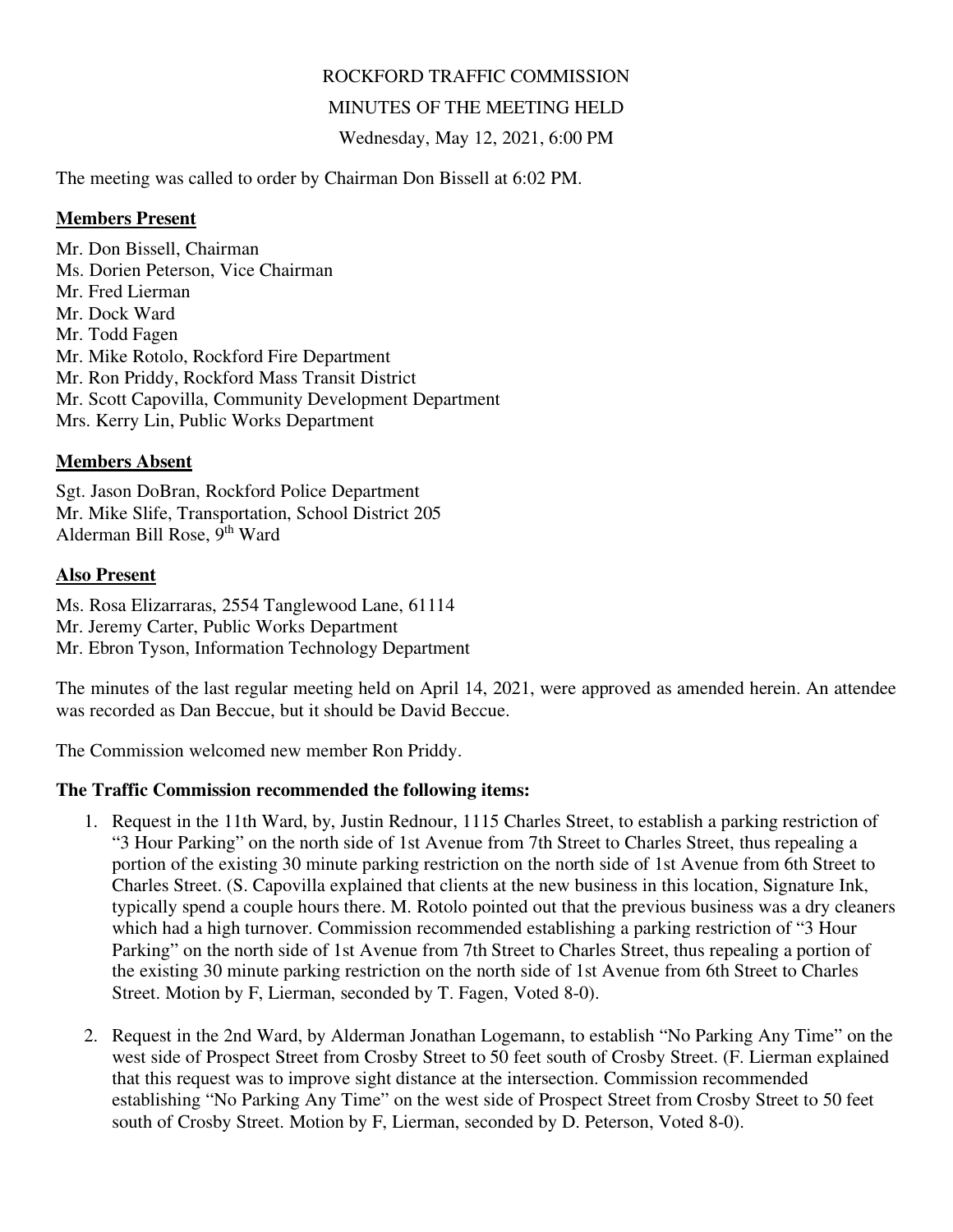ROCKFORD TRAFFIC COMMISSION

MINUTES OF THE MEETING HELD

Wednesday, May 12, 2021, 6:00 PM

The meeting was called to order by Chairman Don Bissell at 6:02 PM.

## Members Present

Mr. Don Bissell, Chairman
Ms. Dorien Peterson, Vice Chairman
Mr. Fred Lierman
Mr. Dock Ward
Mr. Todd Fagen
Mr. Mike Rotolo, Rockford Fire Department
Mr. Ron Priddy, Rockford Mass Transit District
Mr. Scott Capovilla, Community Development Department
Mrs. Kerry Lin, Public Works Department

## Members Absent

Sgt. Jason DoBran, Rockford Police Department
Mr. Mike Slife, Transportation, School District 205
Alderman Bill Rose, 9th Ward

## Also Present

Ms. Rosa Elizarraras, 2554 Tanglewood Lane, 61114
Mr. Jeremy Carter, Public Works Department
Mr. Ebron Tyson, Information Technology Department

The minutes of the last regular meeting held on April 14, 2021, were approved as amended herein. An attendee was recorded as Dan Beccue, but it should be David Beccue.

The Commission welcomed new member Ron Priddy.

**The Traffic Commission recommended the following items:**

1. Request in the 11th Ward, by, Justin Rednour, 1115 Charles Street, to establish a parking restriction of "3 Hour Parking" on the north side of 1st Avenue from 7th Street to Charles Street, thus repealing a portion of the existing 30 minute parking restriction on the north side of 1st Avenue from 6th Street to Charles Street. (S. Capovilla explained that clients at the new business in this location, Signature Ink, typically spend a couple hours there. M. Rotolo pointed out that the previous business was a dry cleaners which had a high turnover. Commission recommended establishing a parking restriction of "3 Hour Parking" on the north side of 1st Avenue from 7th Street to Charles Street, thus repealing a portion of the existing 30 minute parking restriction on the north side of 1st Avenue from 6th Street to Charles Street. Motion by F, Lierman, seconded by T. Fagen, Voted 8-0).

2. Request in the 2nd Ward, by Alderman Jonathan Logemann, to establish "No Parking Any Time" on the west side of Prospect Street from Crosby Street to 50 feet south of Crosby Street. (F. Lierman explained that this request was to improve sight distance at the intersection. Commission recommended establishing "No Parking Any Time" on the west side of Prospect Street from Crosby Street to 50 feet south of Crosby Street. Motion by F, Lierman, seconded by D. Peterson, Voted 8-0).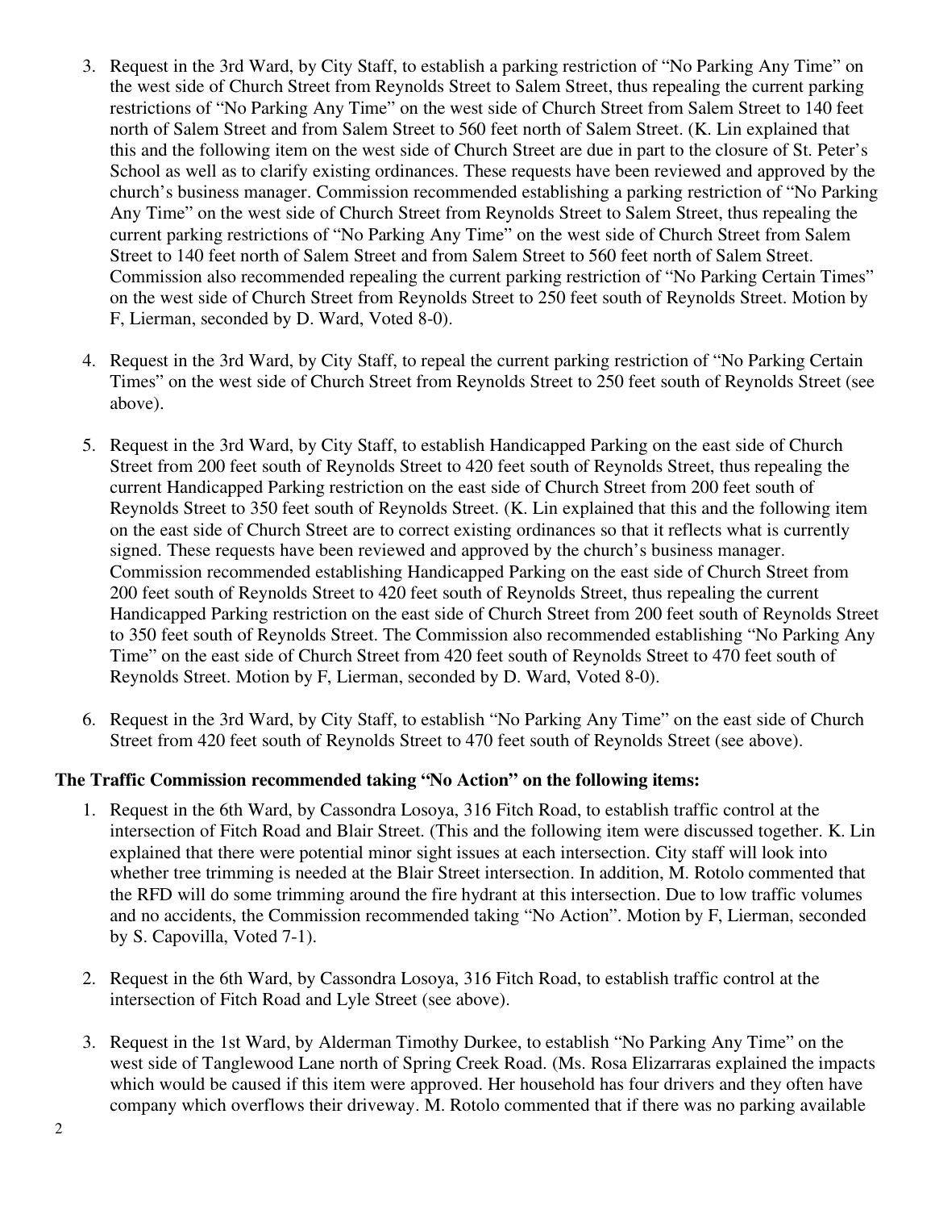3. Request in the 3rd Ward, by City Staff, to establish a parking restriction of "No Parking Any Time" on the west side of Church Street from Reynolds Street to Salem Street, thus repealing the current parking restrictions of "No Parking Any Time" on the west side of Church Street from Salem Street to 140 feet north of Salem Street and from Salem Street to 560 feet north of Salem Street. (K. Lin explained that this and the following item on the west side of Church Street are due in part to the closure of St. Peter's School as well as to clarify existing ordinances. These requests have been reviewed and approved by the church's business manager. Commission recommended establishing a parking restriction of "No Parking Any Time" on the west side of Church Street from Reynolds Street to Salem Street, thus repealing the current parking restrictions of "No Parking Any Time" on the west side of Church Street from Salem Street to 140 feet north of Salem Street and from Salem Street to 560 feet north of Salem Street. Commission also recommended repealing the current parking restriction of "No Parking Certain Times" on the west side of Church Street from Reynolds Street to 250 feet south of Reynolds Street. Motion by F, Lierman, seconded by D. Ward, Voted 8-0).

4. Request in the 3rd Ward, by City Staff, to repeal the current parking restriction of "No Parking Certain Times" on the west side of Church Street from Reynolds Street to 250 feet south of Reynolds Street (see above).

5. Request in the 3rd Ward, by City Staff, to establish Handicapped Parking on the east side of Church Street from 200 feet south of Reynolds Street to 420 feet south of Reynolds Street, thus repealing the current Handicapped Parking restriction on the east side of Church Street from 200 feet south of Reynolds Street to 350 feet south of Reynolds Street. (K. Lin explained that this and the following item on the east side of Church Street are to correct existing ordinances so that it reflects what is currently signed. These requests have been reviewed and approved by the church's business manager. Commission recommended establishing Handicapped Parking on the east side of Church Street from 200 feet south of Reynolds Street to 420 feet south of Reynolds Street, thus repealing the current Handicapped Parking restriction on the east side of Church Street from 200 feet south of Reynolds Street to 350 feet south of Reynolds Street. The Commission also recommended establishing "No Parking Any Time" on the east side of Church Street from 420 feet south of Reynolds Street to 470 feet south of Reynolds Street. Motion by F, Lierman, seconded by D. Ward, Voted 8-0).

6. Request in the 3rd Ward, by City Staff, to establish "No Parking Any Time" on the east side of Church Street from 420 feet south of Reynolds Street to 470 feet south of Reynolds Street (see above).

**The Traffic Commission recommended taking "No Action" on the following items:**

1. Request in the 6th Ward, by Cassondra Losoya, 316 Fitch Road, to establish traffic control at the intersection of Fitch Road and Blair Street. (This and the following item were discussed together. K. Lin explained that there were potential minor sight issues at each intersection. City staff will look into whether tree trimming is needed at the Blair Street intersection. In addition, M. Rotolo commented that the RFD will do some trimming around the fire hydrant at this intersection. Due to low traffic volumes and no accidents, the Commission recommended taking "No Action". Motion by F, Lierman, seconded by S. Capovilla, Voted 7-1).

2. Request in the 6th Ward, by Cassondra Losoya, 316 Fitch Road, to establish traffic control at the intersection of Fitch Road and Lyle Street (see above).

3. Request in the 1st Ward, by Alderman Timothy Durkee, to establish "No Parking Any Time" on the west side of Tanglewood Lane north of Spring Creek Road. (Ms. Rosa Elizarraras explained the impacts which would be caused if this item were approved. Her household has four drivers and they often have company which overflows their driveway. M. Rotolo commented that if there was no parking available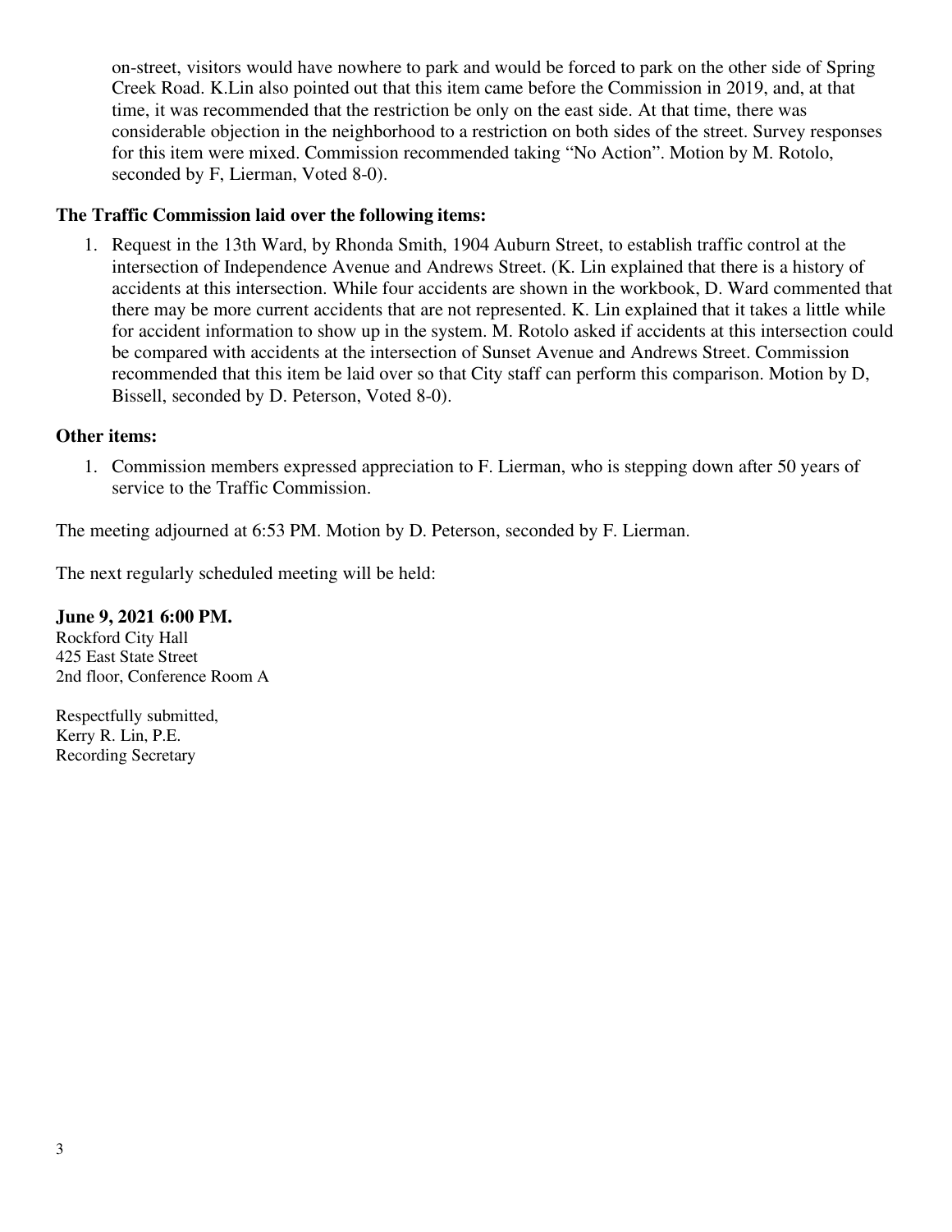on-street, visitors would have nowhere to park and would be forced to park on the other side of Spring Creek Road. K.Lin also pointed out that this item came before the Commission in 2019, and, at that time, it was recommended that the restriction be only on the east side. At that time, there was considerable objection in the neighborhood to a restriction on both sides of the street. Survey responses for this item were mixed. Commission recommended taking "No Action". Motion by M. Rotolo, seconded by F, Lierman, Voted 8-0).

**The Traffic Commission laid over the following items:**

1. Request in the 13th Ward, by Rhonda Smith, 1904 Auburn Street, to establish traffic control at the intersection of Independence Avenue and Andrews Street. (K. Lin explained that there is a history of accidents at this intersection. While four accidents are shown in the workbook, D. Ward commented that there may be more current accidents that are not represented. K. Lin explained that it takes a little while for accident information to show up in the system. M. Rotolo asked if accidents at this intersection could be compared with accidents at the intersection of Sunset Avenue and Andrews Street. Commission recommended that this item be laid over so that City staff can perform this comparison. Motion by D, Bissell, seconded by D. Peterson, Voted 8-0).

**Other items:**

1. Commission members expressed appreciation to F. Lierman, who is stepping down after 50 years of service to the Traffic Commission.

The meeting adjourned at 6:53 PM. Motion by D. Peterson, seconded by F. Lierman.

The next regularly scheduled meeting will be held:

**June 9, 2021 6:00 PM.**
Rockford City Hall
425 East State Street
2nd floor, Conference Room A

Respectfully submitted,
Kerry R. Lin, P.E.
Recording Secretary